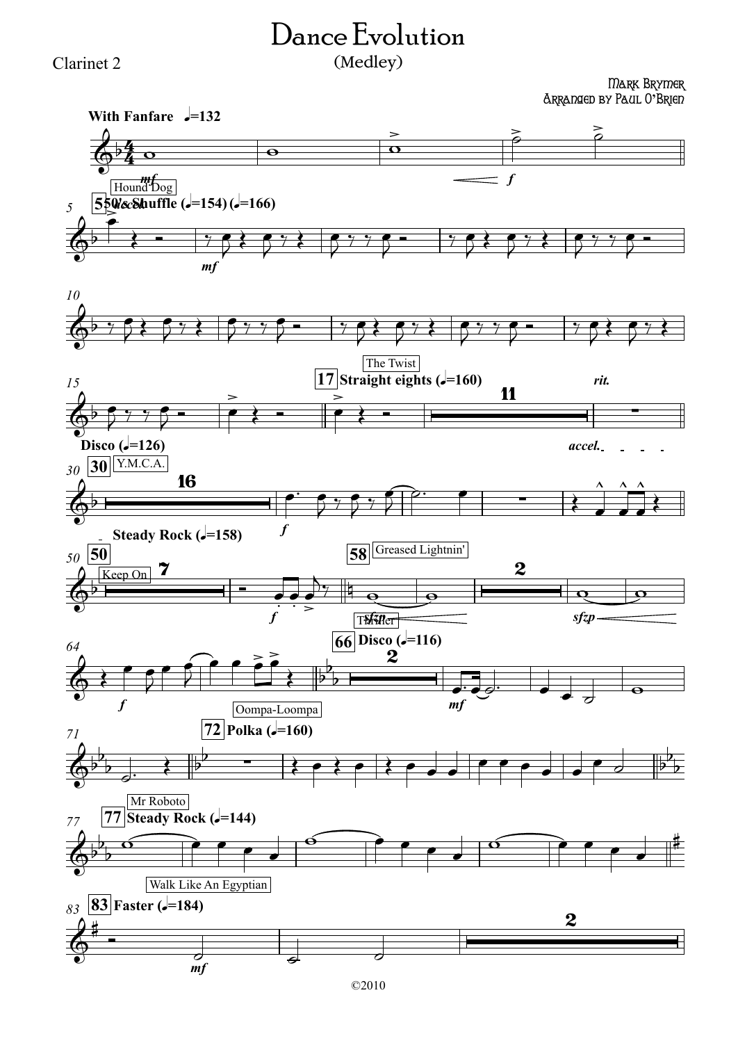# Dance Evolution

(Medley)

Clarinet 2

Mark Brymer
Arranged by Paul O'Brien

©2010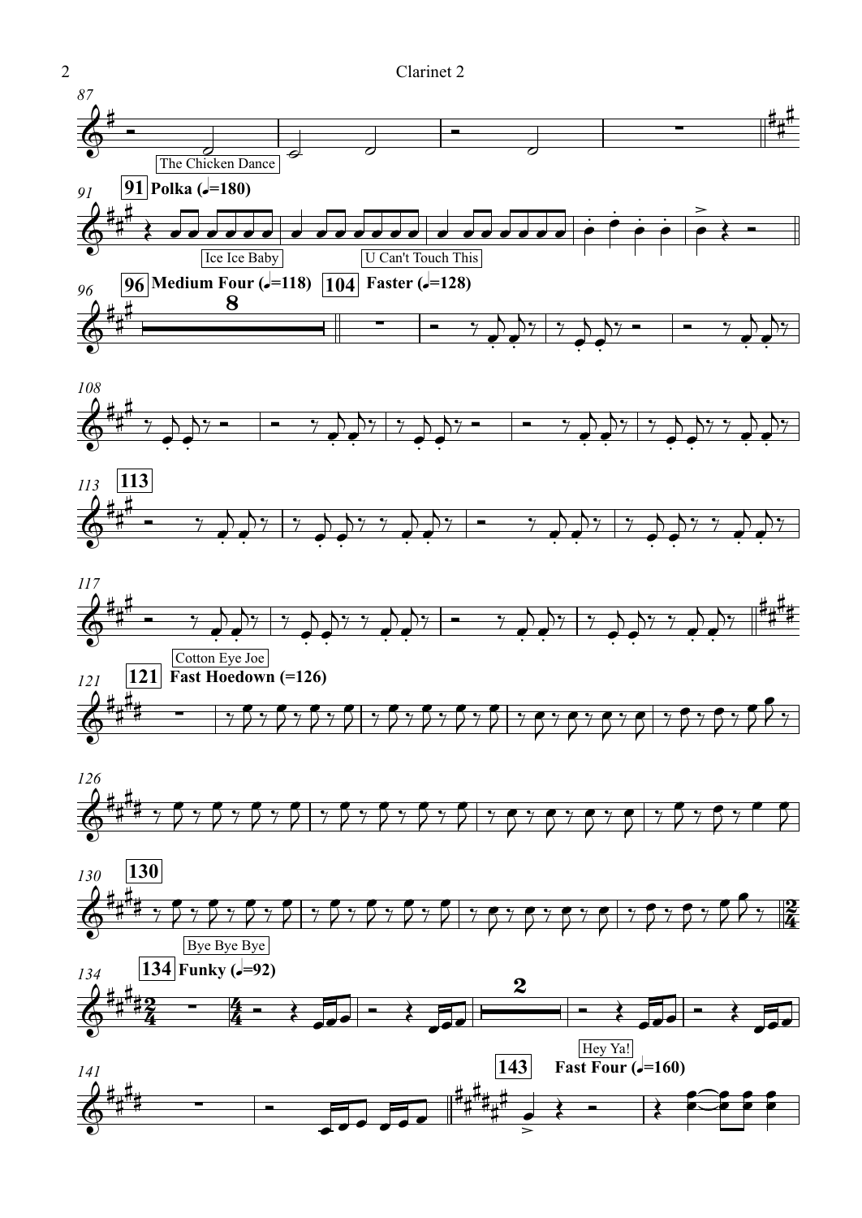The Chicken Dance

**91 Polka (♩=180)**

Ice Ice Baby

U Can't Touch This

**96 Medium Four (♩=118)**

**104 Faster (♩=128)**

**113**

Cotton Eye Joe

**121 Fast Hoedown (=126)**

**130**

Bye Bye Bye

**134 Funky (♩=92)**

Hey Ya!

**143 Fast Four (♩=160)**